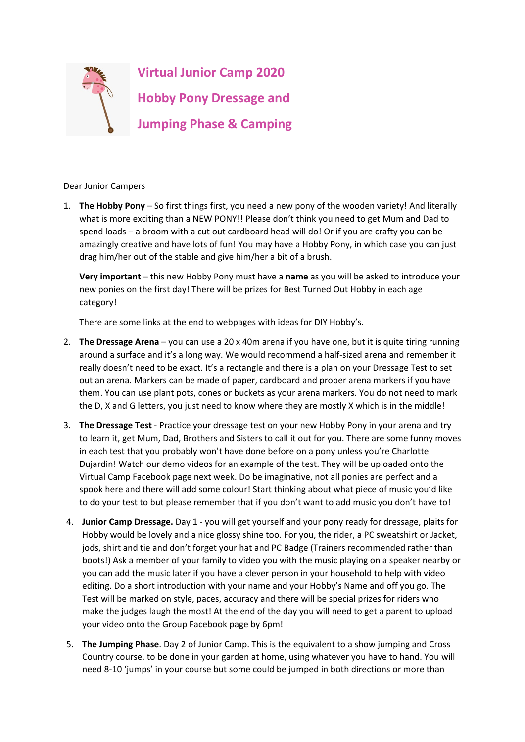# Virtual Junior Camp 2020

# Hobby Pony Dressage and Jumping Phase & Camping

Dear Junior Campers

1. **The Hobby Pony** – So first things first, you need a new pony of the wooden variety! And literally what is more exciting than a NEW PONY!! Please don't think you need to get Mum and Dad to spend loads – a broom with a cut out cardboard head will do! Or if you are crafty you can be amazingly creative and have lots of fun! You may have a Hobby Pony, in which case you can just drag him/her out of the stable and give him/her a bit of a brush.

   **Very important** – this new Hobby Pony must have a **<u>name</u>** as you will be asked to introduce your new ponies on the first day! There will be prizes for Best Turned Out Hobby in each age category!

   There are some links at the end to webpages with ideas for DIY Hobby's.

2. **The Dressage Arena** – you can use a 20 x 40m arena if you have one, but it is quite tiring running around a surface and it's a long way. We would recommend a half-sized arena and remember it really doesn't need to be exact. It's a rectangle and there is a plan on your Dressage Test to set out an arena. Markers can be made of paper, cardboard and proper arena markers if you have them. You can use plant pots, cones or buckets as your arena markers. You do not need to mark the D, X and G letters, you just need to know where they are mostly X which is in the middle!

3. **The Dressage Test** - Practice your dressage test on your new Hobby Pony in your arena and try to learn it, get Mum, Dad, Brothers and Sisters to call it out for you. There are some funny moves in each test that you probably won't have done before on a pony unless you're Charlotte Dujardin! Watch our demo videos for an example of the test. They will be uploaded onto the Virtual Camp Facebook page next week. Do be imaginative, not all ponies are perfect and a spook here and there will add some colour! Start thinking about what piece of music you'd like to do your test to but please remember that if you don't want to add music you don't have to!

4. **Junior Camp Dressage.** Day 1 - you will get yourself and your pony ready for dressage, plaits for Hobby would be lovely and a nice glossy shine too. For you, the rider, a PC sweatshirt or Jacket, jods, shirt and tie and don't forget your hat and PC Badge (Trainers recommended rather than boots!) Ask a member of your family to video you with the music playing on a speaker nearby or you can add the music later if you have a clever person in your household to help with video editing. Do a short introduction with your name and your Hobby's Name and off you go. The Test will be marked on style, paces, accuracy and there will be special prizes for riders who make the judges laugh the most! At the end of the day you will need to get a parent to upload your video onto the Group Facebook page by 6pm!

5. **The Jumping Phase**. Day 2 of Junior Camp. This is the equivalent to a show jumping and Cross Country course, to be done in your garden at home, using whatever you have to hand. You will need 8-10 'jumps' in your course but some could be jumped in both directions or more than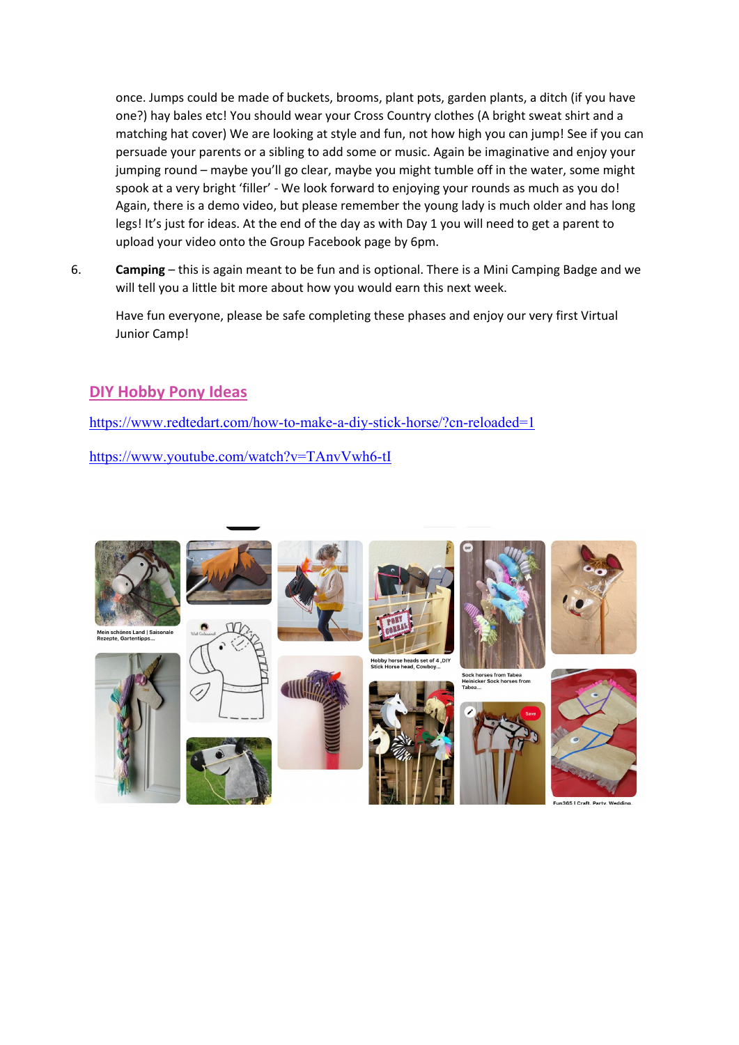once. Jumps could be made of buckets, brooms, plant pots, garden plants, a ditch (if you have one?) hay bales etc! You should wear your Cross Country clothes (A bright sweat shirt and a matching hat cover) We are looking at style and fun, not how high you can jump! See if you can persuade your parents or a sibling to add some or music. Again be imaginative and enjoy your jumping round – maybe you'll go clear, maybe you might tumble off in the water, some might spook at a very bright 'filler' - We look forward to enjoying your rounds as much as you do! Again, there is a demo video, but please remember the young lady is much older and has long legs! It's just for ideas. At the end of the day as with Day 1 you will need to get a parent to upload your video onto the Group Facebook page by 6pm.

6. **Camping** – this is again meant to be fun and is optional. There is a Mini Camping Badge and we will tell you a little bit more about how you would earn this next week.

   Have fun everyone, please be safe completing these phases and enjoy our very first Virtual Junior Camp!

## DIY Hobby Pony Ideas

https://www.redtedart.com/how-to-make-a-diy-stick-horse/?cn-reloaded=1

https://www.youtube.com/watch?v=TAnvVwh6-tI